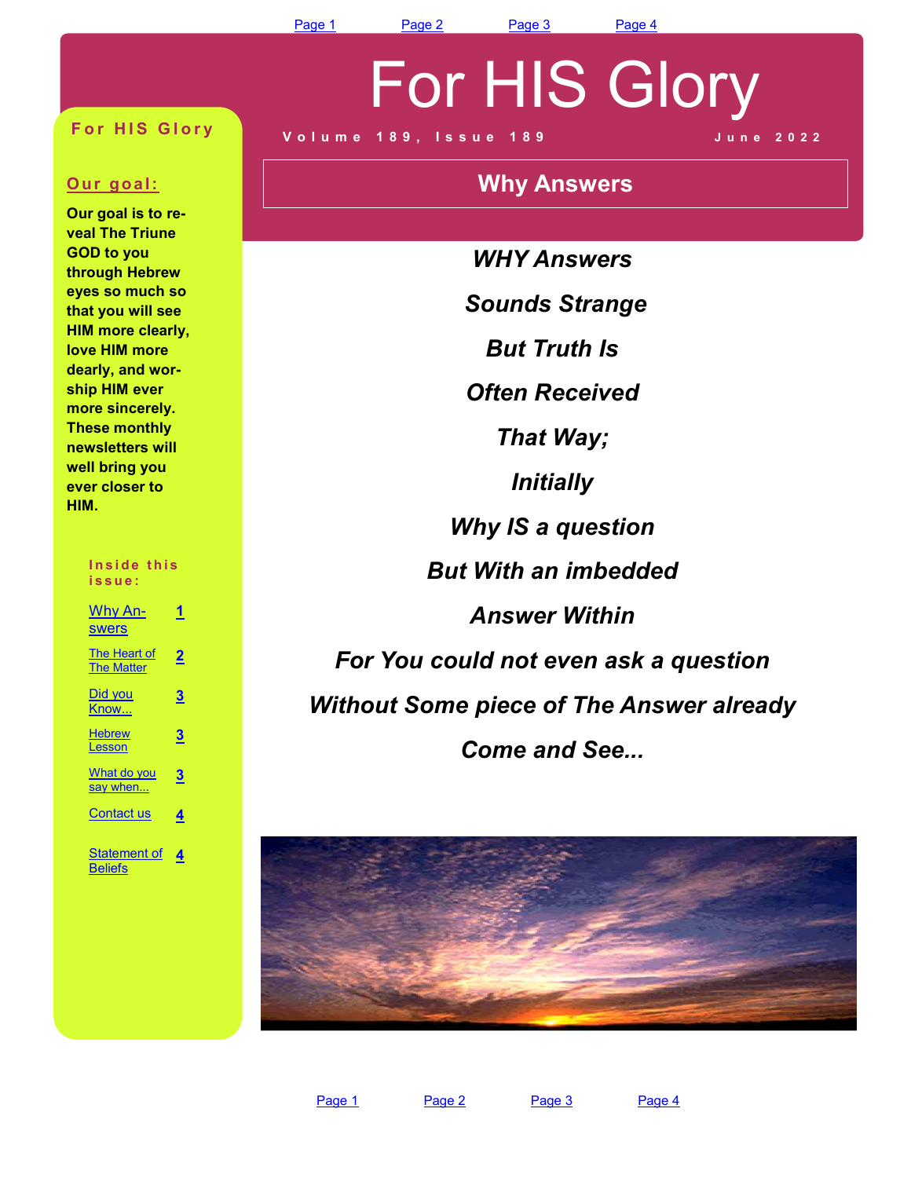# For HIS Glory

Volume 189, Issue 189 — June 2022

## Why Answers

***WHY Answers***

***Sounds Strange***

***But Truth Is***

***Often Received***

***That Way;***

***Initially***

***Why IS a question***

***But With an imbedded***

***Answer Within***

***For You could not even ask a question***

***Without Some piece of The Answer already***

***Come and See...***

**For HIS Glory**

**Our goal:**

**Our goal is to reveal The Triune GOD to you through Hebrew eyes so much so that you will see HIM more clearly, love HIM more dearly, and worship HIM ever more sincerely. These monthly newsletters will well bring you ever closer to HIM.**

**Inside this issue:**

| | |
|---|---|
| Why Answers | 1 |
| The Heart of The Matter | 2 |
| Did you Know... | 3 |
| Hebrew Lesson | 3 |
| What do you say when... | 3 |
| Contact us | 4 |
| Statement of Beliefs | 4 |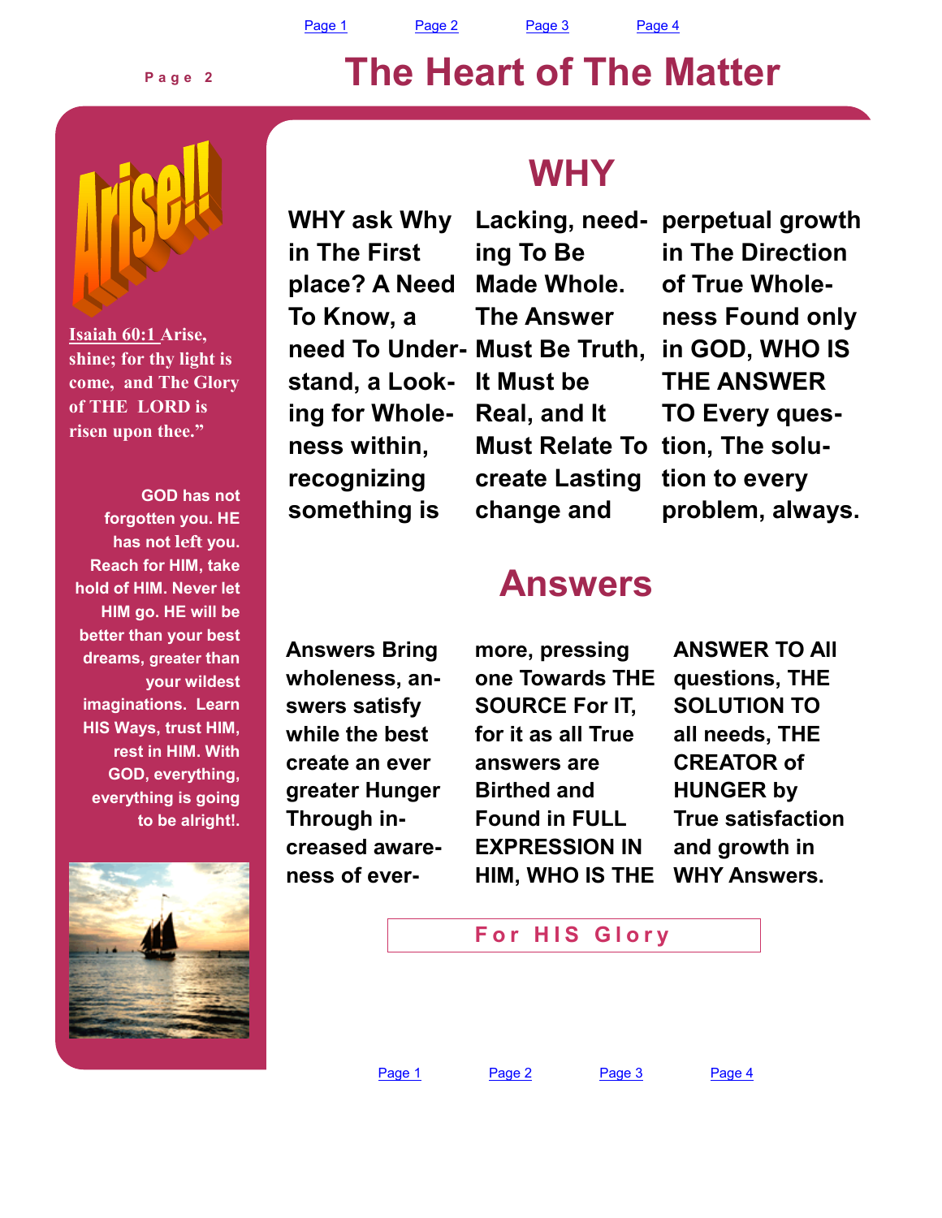# The Heart of The Matter

Arise!!

Isaiah 60:1 Arise, shine; for thy light is come, and The Glory of THE LORD is risen upon thee."

GOD has not forgotten you. HE has not left you. Reach for HIM, take hold of HIM. Never let HIM go. HE will be better than your best dreams, greater than your wildest imaginations. Learn HIS Ways, trust HIM, rest in HIM. With GOD, everything, everything is going to be alright!.

## WHY

**WHY ask Why in The First place? A Need To Know, a need To Understand, a Looking for Wholeness within, recognizing something is Lacking, needing To Be Made Whole. The Answer Must Be Truth, It Must be Real, and It Must Relate To create Lasting change and perpetual growth in The Direction of True Wholeness Found only in GOD, WHO IS THE ANSWER TO Every question, The solution to every problem, always.**

## Answers

**Answers Bring wholeness, answers satisfy while the best create an ever greater Hunger Through increased awareness of evermore, pressing one Towards THE SOURCE For IT, for it as all True answers are Birthed and Found in FULL EXPRESSION IN HIM, WHO IS THE ANSWER TO All questions, THE SOLUTION TO all needs, THE CREATOR of HUNGER by True satisfaction and growth in WHY Answers.**

For HIS Glory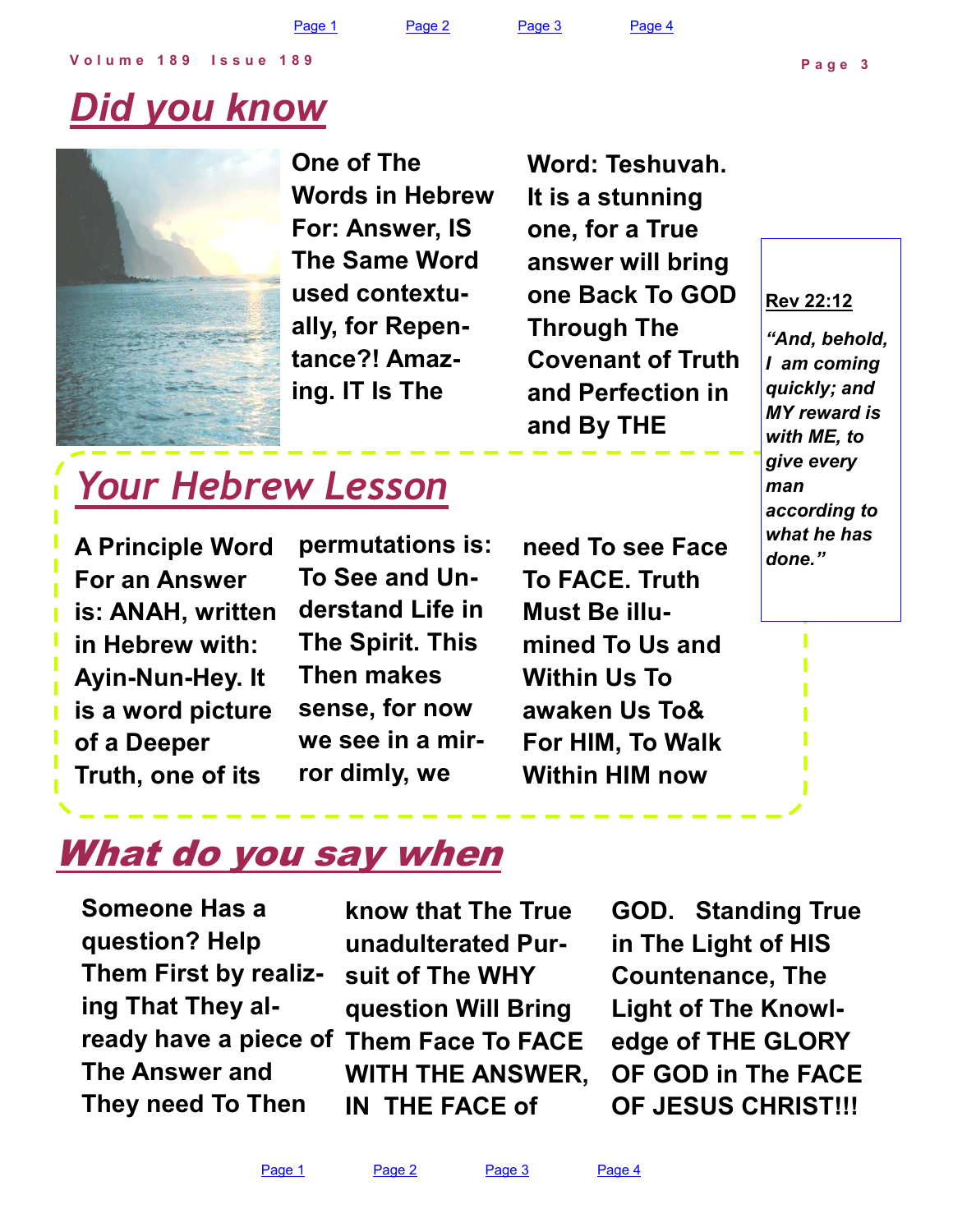## Did you know

One of The Words in Hebrew For: Answer, IS The Same Word used contextually, for Repentance?! Amazing. IT Is The Word: Teshuvah. It is a stunning one, for a True answer will bring one Back To GOD Through The Covenant of Truth and Perfection in and By THE

**Rev 22:12**

*"And, behold, I am coming quickly; and MY reward is with ME, to give every man according to what he has done."*

## Your Hebrew Lesson

A Principle Word For an Answer is: ANAH, written in Hebrew with: Ayin-Nun-Hey. It is a word picture of a Deeper Truth, one of its permutations is: To See and Understand Life in The Spirit. This Then makes sense, for now we see in a mirror dimly, we need To see Face To FACE. Truth Must Be illumined To Us and Within Us To awaken Us To& For HIM, To Walk Within HIM now

## What do you say when

Someone Has a question? Help Them First by realizing That They already have a piece of The Answer and They need To Then know that The True unadulterated Pursuit of The WHY question Will Bring Them Face To FACE WITH THE ANSWER, IN THE FACE of GOD. Standing True in The Light of HIS Countenance, The Light of The Knowledge of THE GLORY OF GOD in The FACE OF JESUS CHRIST!!!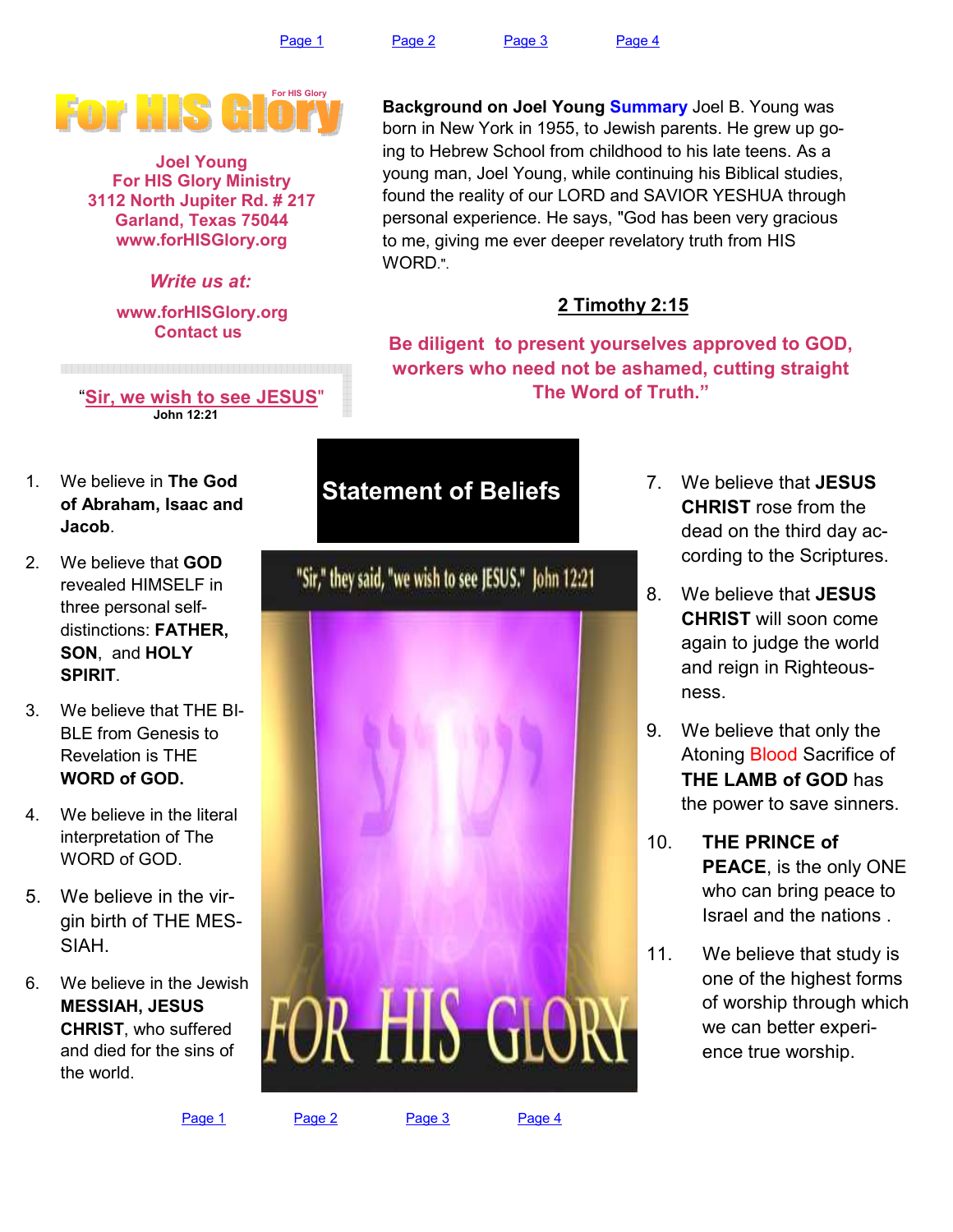Page 1 Page 2 Page 3 Page 4

For HIS Glory

**Joel Young**
**For HIS Glory Ministry**
**3112 North Jupiter Rd. # 217**
**Garland, Texas 75044**
**www.forHISGlory.org**

***Write us at:***

**www.forHISGlory.org**
**Contact us**

"**Sir, we wish to see JESUS**"
**John 12:21**

**Background on Joel Young Summary** Joel B. Young was born in New York in 1955, to Jewish parents. He grew up going to Hebrew School from childhood to his late teens. As a young man, Joel Young, while continuing his Biblical studies, found the reality of our LORD and SAVIOR YESHUA through personal experience. He says, "God has been very gracious to me, giving me ever deeper revelatory truth from HIS WORD.".

## 2 Timothy 2:15

**Be diligent to present yourselves approved to GOD, workers who need not be ashamed, cutting straight The Word of Truth."**

## Statement of Beliefs

1. We believe in **The God of Abraham, Isaac and Jacob**.
2. We believe that **GOD** revealed HIMSELF in three personal self-distinctions: **FATHER, SON**, and **HOLY SPIRIT**.
3. We believe that THE BIBLE from Genesis to Revelation is THE **WORD of GOD.**
4. We believe in the literal interpretation of The WORD of GOD.
5. We believe in the virgin birth of THE MESSIAH.
6. We believe in the Jewish **MESSIAH, JESUS CHRIST**, who suffered and died for the sins of the world.
7. We believe that **JESUS CHRIST** rose from the dead on the third day according to the Scriptures.
8. We believe that **JESUS CHRIST** will soon come again to judge the world and reign in Righteousness.
9. We believe that only the Atoning Blood Sacrifice of **THE LAMB of GOD** has the power to save sinners.
10. **THE PRINCE of PEACE**, is the only ONE who can bring peace to Israel and the nations .
11. We believe that study is one of the highest forms of worship through which we can better experience true worship.

"Sir," they said, "we wish to see JESUS." John 12:21

ישוע

FOR HIS GLORY

Page 1 Page 2 Page 3 Page 4